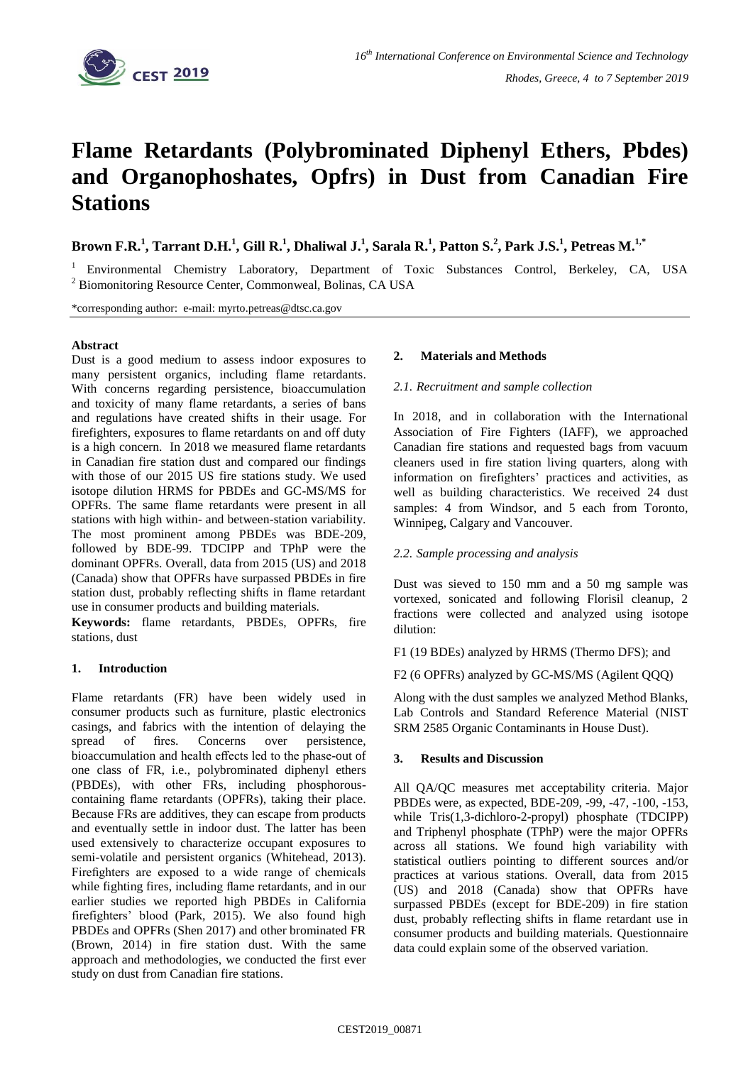# Flame Retardants (Polybrominated Diphenyl Ethers, Pbdes) and Organophoshates, Opfrs) in Dust from Canadian Fire Stations

**Brown F.R.[1], Tarrant D.H.[1], Gill R.[1], Dhaliwal J.[1], Sarala R.[1], Patton S.[2], Park J.S.[1], Petreas M.[1,*]**

[1] Environmental Chemistry Laboratory, Department of Toxic Substances Control, Berkeley, CA, USA
[2] Biomonitoring Resource Center, Commonweal, Bolinas, CA USA

*corresponding author: e-mail: myrto.petreas@dtsc.ca.gov

**Abstract**

Dust is a good medium to assess indoor exposures to many persistent organics, including flame retardants. With concerns regarding persistence, bioaccumulation and toxicity of many flame retardants, a series of bans and regulations have created shifts in their usage. For firefighters, exposures to flame retardants on and off duty is a high concern. In 2018 we measured flame retardants in Canadian fire station dust and compared our findings with those of our 2015 US fire stations study. We used isotope dilution HRMS for PBDEs and GC-MS/MS for OPFRs. The same flame retardants were present in all stations with high within- and between-station variability. The most prominent among PBDEs was BDE-209, followed by BDE-99. TDCIPP and TPhP were the dominant OPFRs. Overall, data from 2015 (US) and 2018 (Canada) show that OPFRs have surpassed PBDEs in fire station dust, probably reflecting shifts in flame retardant use in consumer products and building materials.

**Keywords:** flame retardants, PBDEs, OPFRs, fire stations, dust

## 1. Introduction

Flame retardants (FR) have been widely used in consumer products such as furniture, plastic electronics casings, and fabrics with the intention of delaying the spread of fires. Concerns over persistence, bioaccumulation and health effects led to the phase-out of one class of FR, i.e., polybrominated diphenyl ethers (PBDEs), with other FRs, including phosphorous-containing flame retardants (OPFRs), taking their place. Because FRs are additives, they can escape from products and eventually settle in indoor dust. The latter has been used extensively to characterize occupant exposures to semi-volatile and persistent organics (Whitehead, 2013). Firefighters are exposed to a wide range of chemicals while fighting fires, including flame retardants, and in our earlier studies we reported high PBDEs in California firefighters' blood (Park, 2015). We also found high PBDEs and OPFRs (Shen 2017) and other brominated FR (Brown, 2014) in fire station dust. With the same approach and methodologies, we conducted the first ever study on dust from Canadian fire stations.

## 2. Materials and Methods

### *2.1. Recruitment and sample collection*

In 2018, and in collaboration with the International Association of Fire Fighters (IAFF), we approached Canadian fire stations and requested bags from vacuum cleaners used in fire station living quarters, along with information on firefighters' practices and activities, as well as building characteristics. We received 24 dust samples: 4 from Windsor, and 5 each from Toronto, Winnipeg, Calgary and Vancouver.

### *2.2. Sample processing and analysis*

Dust was sieved to 150 mm and a 50 mg sample was vortexed, sonicated and following Florisil cleanup, 2 fractions were collected and analyzed using isotope dilution:

F1 (19 BDEs) analyzed by HRMS (Thermo DFS); and

F2 (6 OPFRs) analyzed by GC-MS/MS (Agilent QQQ)

Along with the dust samples we analyzed Method Blanks, Lab Controls and Standard Reference Material (NIST SRM 2585 Organic Contaminants in House Dust).

## 3. Results and Discussion

All QA/QC measures met acceptability criteria. Major PBDEs were, as expected, BDE-209, -99, -47, -100, -153, while Tris(1,3-dichloro-2-propyl) phosphate (TDCIPP) and Triphenyl phosphate (TPhP) were the major OPFRs across all stations. We found high variability with statistical outliers pointing to different sources and/or practices at various stations. Overall, data from 2015 (US) and 2018 (Canada) show that OPFRs have surpassed PBDEs (except for BDE-209) in fire station dust, probably reflecting shifts in flame retardant use in consumer products and building materials. Questionnaire data could explain some of the observed variation.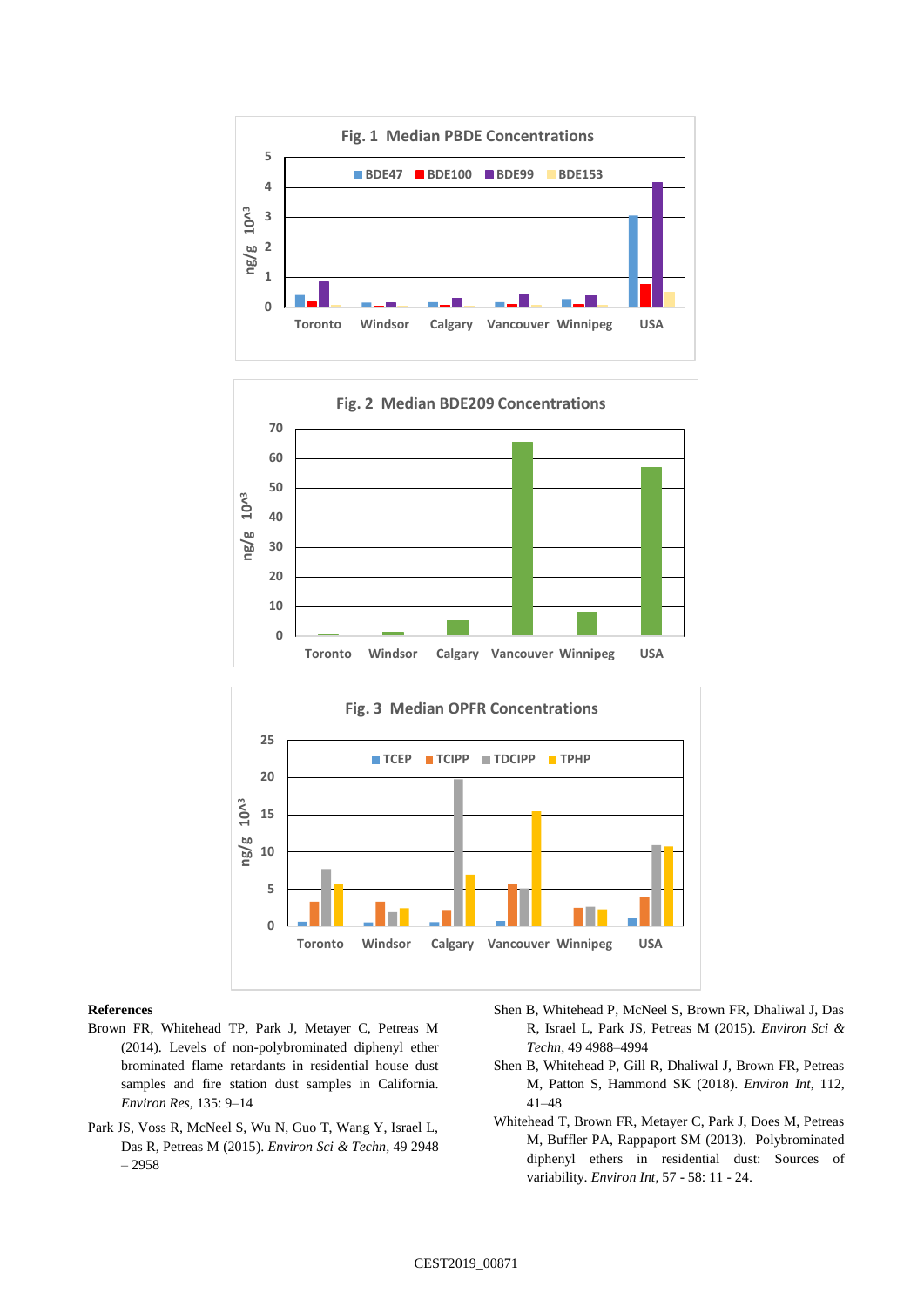Fig. 1 Median PBDE Concentrations

ng/g 10^3

5
4
3
2
1
0

BDE47 BDE100 BDE99 BDE153

Toronto Windsor Calgary Vancouver Winnipeg USA

Fig. 2 Median BDE209 Concentrations

ng/g 10^3

70
60
50
40
30
20
10
0

Toronto Windsor Calgary Vancouver Winnipeg USA

Fig. 3 Median OPFR Concentrations

ng/g 10^3

25
20
15
10
5
0

TCEP TCIPP TDCIPP TPHP

Toronto Windsor Calgary Vancouver Winnipeg USA

**References**

Brown FR, Whitehead TP, Park J, Metayer C, Petreas M (2014). Levels of non-polybrominated diphenyl ether brominated flame retardants in residential house dust samples and fire station dust samples in California. *Environ Res*, 135: 9–14

Park JS, Voss R, McNeel S, Wu N, Guo T, Wang Y, Israel L, Das R, Petreas M (2015). *Environ Sci & Techn*, 49 2948 – 2958

Shen B, Whitehead P, McNeel S, Brown FR, Dhaliwal J, Das R, Israel L, Park JS, Petreas M (2015). *Environ Sci & Techn*, 49 4988–4994

Shen B, Whitehead P, Gill R, Dhaliwal J, Brown FR, Petreas M, Patton S, Hammond SK (2018). *Environ Int*, 112, 41–48

Whitehead T, Brown FR, Metayer C, Park J, Does M, Petreas M, Buffler PA, Rappaport SM (2013). Polybrominated diphenyl ethers in residential dust: Sources of variability. *Environ Int*, 57 - 58: 11 - 24.